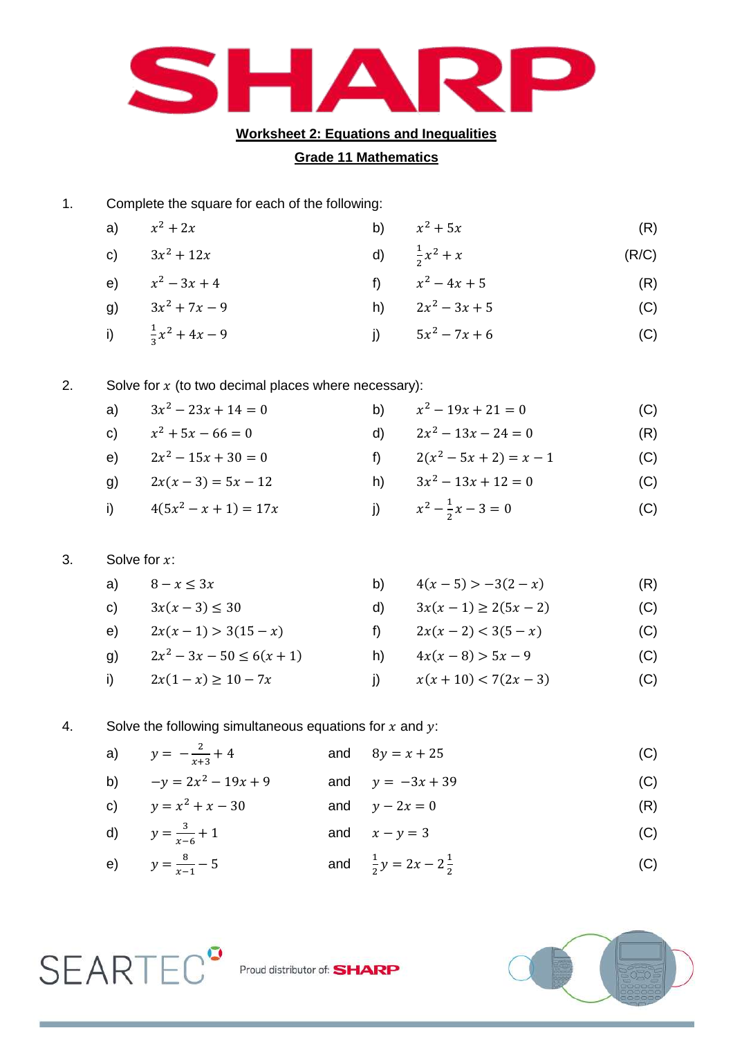**SHARP**

**Worksheet 2: Equations and Inequalities**

**Grade 11 Mathematics**

1. Complete the square for each of the following:

| | | | | |
|---|---|---|---|---|
| a) | $x^2 + 2x$ | b) | $x^2 + 5x$ | (R) |
| c) | $3x^2 + 12x$ | d) | $\frac{1}{2}x^2 + x$ | (R/C) |
| e) | $x^2 - 3x + 4$ | f) | $x^2 - 4x + 5$ | (R) |
| g) | $3x^2 + 7x - 9$ | h) | $2x^2 - 3x + 5$ | (C) |
| i) | $\frac{1}{3}x^2 + 4x - 9$ | j) | $5x^2 - 7x + 6$ | (C) |

2. Solve for $x$ (to two decimal places where necessary):

| | | | | |
|---|---|---|---|---|
| a) | $3x^2 - 23x + 14 = 0$ | b) | $x^2 - 19x + 21 = 0$ | (C) |
| c) | $x^2 + 5x - 66 = 0$ | d) | $2x^2 - 13x - 24 = 0$ | (R) |
| e) | $2x^2 - 15x + 30 = 0$ | f) | $2(x^2 - 5x + 2) = x - 1$ | (C) |
| g) | $2x(x - 3) = 5x - 12$ | h) | $3x^2 - 13x + 12 = 0$ | (C) |
| i) | $4(5x^2 - x + 1) = 17x$ | j) | $x^2 - \frac{1}{2}x - 3 = 0$ | (C) |

3. Solve for $x$:

| | | | | |
|---|---|---|---|---|
| a) | $8 - x \leq 3x$ | b) | $4(x - 5) > -3(2 - x)$ | (R) |
| c) | $3x(x - 3) \leq 30$ | d) | $3x(x - 1) \geq 2(5x - 2)$ | (C) |
| e) | $2x(x - 1) > 3(15 - x)$ | f) | $2x(x - 2) < 3(5 - x)$ | (C) |
| g) | $2x^2 - 3x - 50 \leq 6(x + 1)$ | h) | $4x(x - 8) > 5x - 9$ | (C) |
| i) | $2x(1 - x) \geq 10 - 7x$ | j) | $x(x + 10) < 7(2x - 3)$ | (C) |

4. Solve the following simultaneous equations for $x$ and $y$:

| | | | | |
|---|---|---|---|---|
| a) | $y = -\frac{2}{x+3} + 4$ | and | $8y = x + 25$ | (C) |
| b) | $-y = 2x^2 - 19x + 9$ | and | $y = -3x + 39$ | (C) |
| c) | $y = x^2 + x - 30$ | and | $y - 2x = 0$ | (R) |
| d) | $y = \frac{3}{x-6} + 1$ | and | $x - y = 3$ | (C) |
| e) | $y = \frac{8}{x-1} - 5$ | and | $\frac{1}{2}y = 2x - 2\frac{1}{2}$ | (C) |

SEARTEC Proud distributor of: SHARP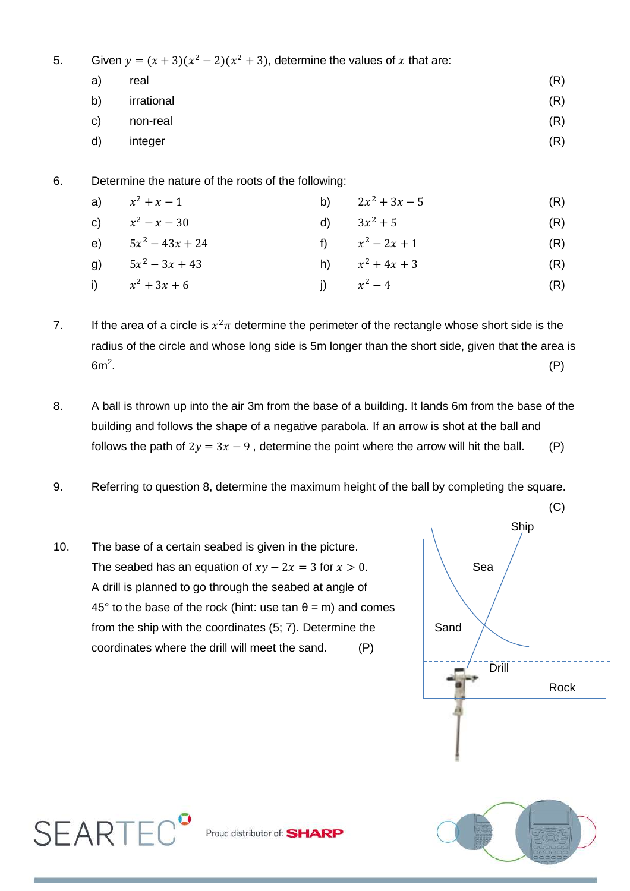5. Given $y = (x+3)(x^2-2)(x^2+3)$, determine the values of $x$ that are:

    a) real (R)

    b) irrational (R)

    c) non-real (R)

    d) integer (R)

6. Determine the nature of the roots of the following:

| | | | | |
|---|---|---|---|---|
| a) | $x^2 + x - 1$ | b) | $2x^2 + 3x - 5$ | (R) |
| c) | $x^2 - x - 30$ | d) | $3x^2 + 5$ | (R) |
| e) | $5x^2 - 43x + 24$ | f) | $x^2 - 2x + 1$ | (R) |
| g) | $5x^2 - 3x + 43$ | h) | $x^2 + 4x + 3$ | (R) |
| i) | $x^2 + 3x + 6$ | j) | $x^2 - 4$ | (R) |

7. If the area of a circle is $x^2\pi$ determine the perimeter of the rectangle whose short side is the radius of the circle and whose long side is 5m longer than the short side, given that the area is 6m². (P)

8. A ball is thrown up into the air 3m from the base of a building. It lands 6m from the base of the building and follows the shape of a negative parabola. If an arrow is shot at the ball and follows the path of $2y = 3x - 9$, determine the point where the arrow will hit the ball. (P)

9. Referring to question 8, determine the maximum height of the ball by completing the square. (C)

10. The base of a certain seabed is given in the picture. The seabed has an equation of $xy - 2x = 3$ for $x > 0$. A drill is planned to go through the seabed at angle of 45° to the base of the rock (hint: use tan θ = m) and comes from the ship with the coordinates (5; 7). Determine the coordinates where the drill will meet the sand. (P)

Ship

Sea

Sand

Drill

Rock